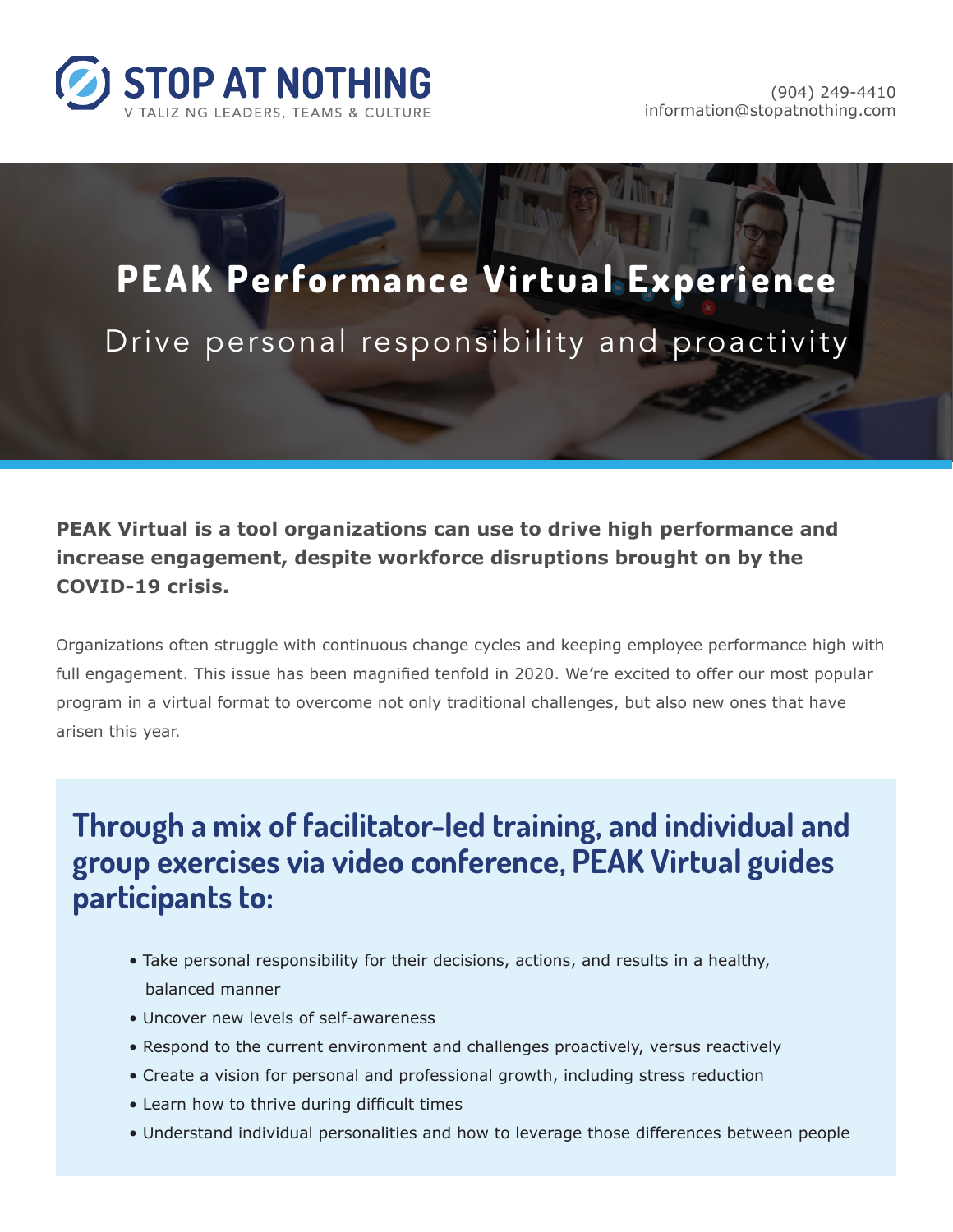**STOP AT NOTHING**
VITALIZING LEADERS, TEAMS & CULTURE

(904) 249-4410
information@stopatnothing.com

# PEAK Performance Virtual Experience

## Drive personal responsibility and proactivity

**PEAK Virtual is a tool organizations can use to drive high performance and increase engagement, despite workforce disruptions brought on by the COVID-19 crisis.**

Organizations often struggle with continuous change cycles and keeping employee performance high with full engagement. This issue has been magnified tenfold in 2020. We're excited to offer our most popular program in a virtual format to overcome not only traditional challenges, but also new ones that have arisen this year.

## Through a mix of facilitator-led training, and individual and group exercises via video conference, PEAK Virtual guides participants to:

- Take personal responsibility for their decisions, actions, and results in a healthy, balanced manner
- Uncover new levels of self-awareness
- Respond to the current environment and challenges proactively, versus reactively
- Create a vision for personal and professional growth, including stress reduction
- Learn how to thrive during difficult times
- Understand individual personalities and how to leverage those differences between people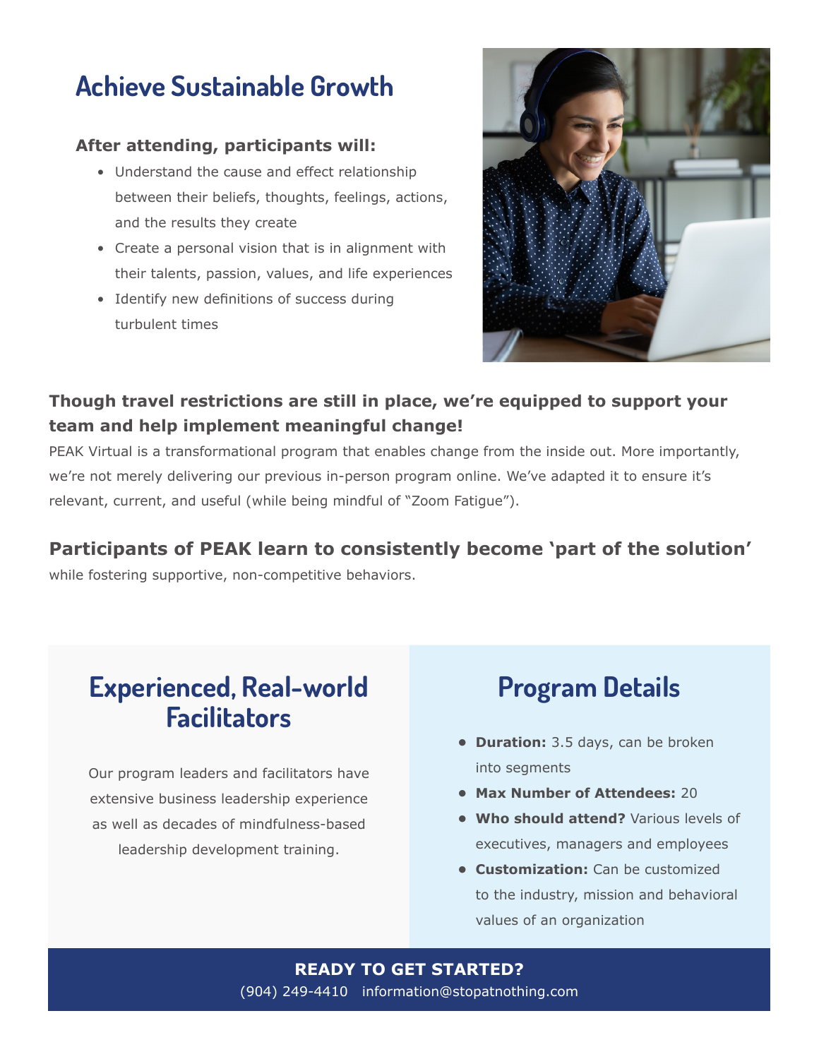## Achieve Sustainable Growth

**After attending, participants will:**

- Understand the cause and effect relationship between their beliefs, thoughts, feelings, actions, and the results they create
- Create a personal vision that is in alignment with their talents, passion, values, and life experiences
- Identify new definitions of success during turbulent times

**Though travel restrictions are still in place, we're equipped to support your team and help implement meaningful change!**

PEAK Virtual is a transformational program that enables change from the inside out. More importantly, we're not merely delivering our previous in-person program online. We've adapted it to ensure it's relevant, current, and useful (while being mindful of "Zoom Fatigue").

**Participants of PEAK learn to consistently become 'part of the solution'** while fostering supportive, non-competitive behaviors.

## Experienced, Real-world Facilitators

Our program leaders and facilitators have extensive business leadership experience as well as decades of mindfulness-based leadership development training.

## Program Details

- **Duration:** 3.5 days, can be broken into segments
- **Max Number of Attendees:** 20
- **Who should attend?** Various levels of executives, managers and employees
- **Customization:** Can be customized to the industry, mission and behavioral values of an organization

**READY TO GET STARTED?**

(904) 249-4410 information@stopatnothing.com